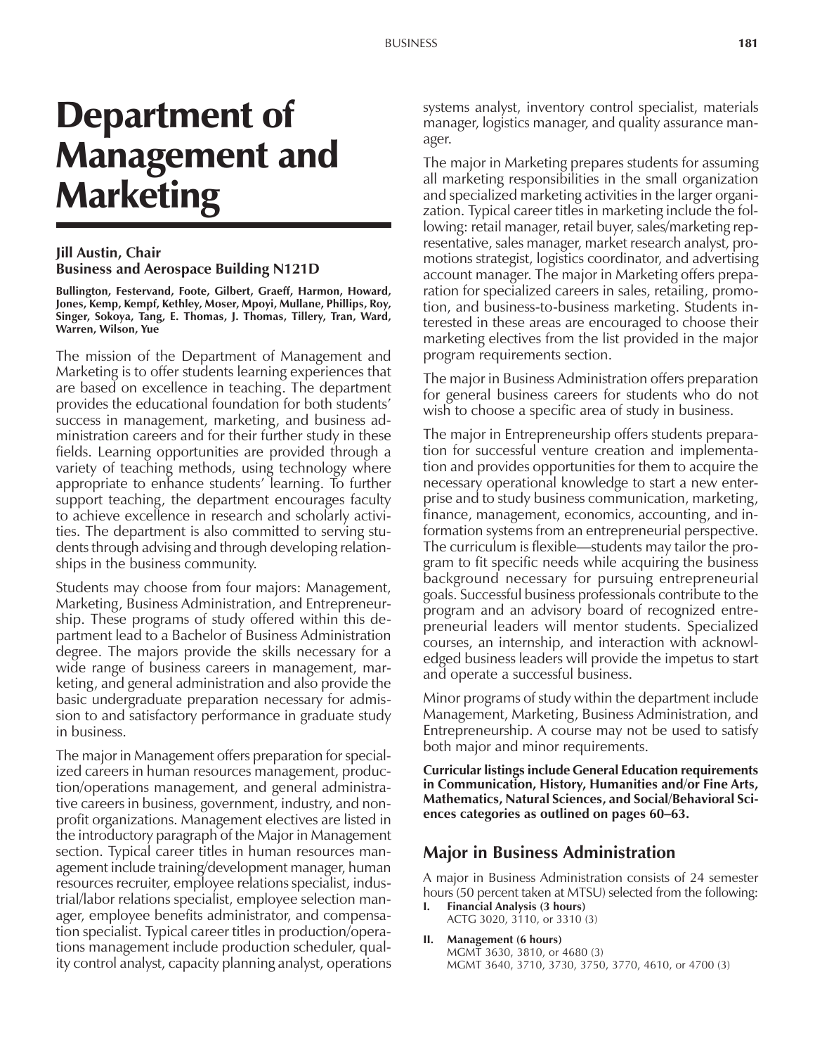# Department of Management and Marketing

**Jill Austin, Chair**
**Business and Aerospace Building N121D**

**Bullington, Festervand, Foote, Gilbert, Graeff, Harmon, Howard, Jones, Kemp, Kempf, Kethley, Moser, Mpoyi, Mullane, Phillips, Roy, Singer, Sokoya, Tang, E. Thomas, J. Thomas, Tillery, Tran, Ward, Warren, Wilson, Yue**

The mission of the Department of Management and Marketing is to offer students learning experiences that are based on excellence in teaching. The department provides the educational foundation for both students' success in management, marketing, and business administration careers and for their further study in these fields. Learning opportunities are provided through a variety of teaching methods, using technology where appropriate to enhance students' learning. To further support teaching, the department encourages faculty to achieve excellence in research and scholarly activities. The department is also committed to serving students through advising and through developing relationships in the business community.

Students may choose from four majors: Management, Marketing, Business Administration, and Entrepreneurship. These programs of study offered within this department lead to a Bachelor of Business Administration degree. The majors provide the skills necessary for a wide range of business careers in management, marketing, and general administration and also provide the basic undergraduate preparation necessary for admission to and satisfactory performance in graduate study in business.

The major in Management offers preparation for specialized careers in human resources management, production/operations management, and general administrative careers in business, government, industry, and nonprofit organizations. Management electives are listed in the introductory paragraph of the Major in Management section. Typical career titles in human resources management include training/development manager, human resources recruiter, employee relations specialist, industrial/labor relations specialist, employee selection manager, employee benefits administrator, and compensation specialist. Typical career titles in production/operations management include production scheduler, quality control analyst, capacity planning analyst, operations systems analyst, inventory control specialist, materials manager, logistics manager, and quality assurance manager.

The major in Marketing prepares students for assuming all marketing responsibilities in the small organization and specialized marketing activities in the larger organization. Typical career titles in marketing include the following: retail manager, retail buyer, sales/marketing representative, sales manager, market research analyst, promotions strategist, logistics coordinator, and advertising account manager. The major in Marketing offers preparation for specialized careers in sales, retailing, promotion, and business-to-business marketing. Students interested in these areas are encouraged to choose their marketing electives from the list provided in the major program requirements section.

The major in Business Administration offers preparation for general business careers for students who do not wish to choose a specific area of study in business.

The major in Entrepreneurship offers students preparation for successful venture creation and implementation and provides opportunities for them to acquire the necessary operational knowledge to start a new enterprise and to study business communication, marketing, finance, management, economics, accounting, and information systems from an entrepreneurial perspective. The curriculum is flexible—students may tailor the program to fit specific needs while acquiring the business background necessary for pursuing entrepreneurial goals. Successful business professionals contribute to the program and an advisory board of recognized entrepreneurial leaders will mentor students. Specialized courses, an internship, and interaction with acknowledged business leaders will provide the impetus to start and operate a successful business.

Minor programs of study within the department include Management, Marketing, Business Administration, and Entrepreneurship. A course may not be used to satisfy both major and minor requirements.

**Curricular listings include General Education requirements in Communication, History, Humanities and/or Fine Arts, Mathematics, Natural Sciences, and Social/Behavioral Sciences categories as outlined on pages 60–63.**

## Major in Business Administration

A major in Business Administration consists of 24 semester hours (50 percent taken at MTSU) selected from the following:

**I. Financial Analysis (3 hours)**
ACTG 3020, 3110, or 3310 (3)

**II. Management (6 hours)**
MGMT 3630, 3810, or 4680 (3)
MGMT 3640, 3710, 3730, 3750, 3770, 4610, or 4700 (3)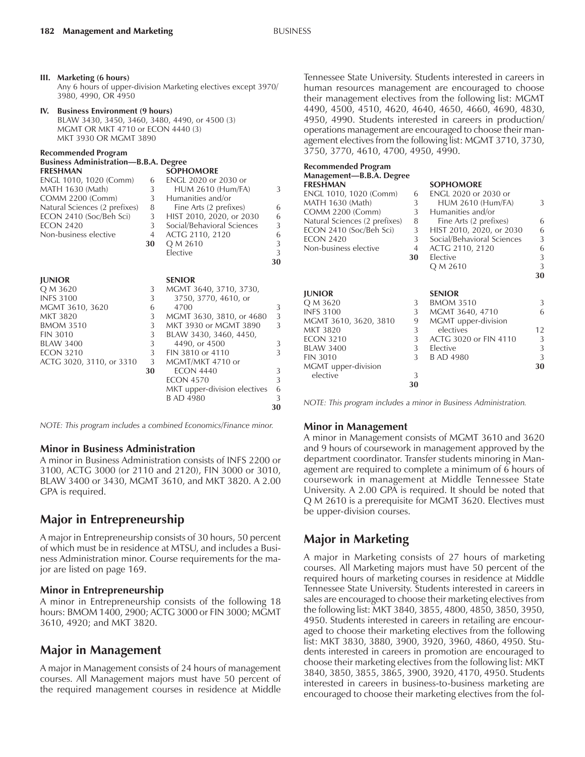**III. Marketing (6 hours)**
Any 6 hours of upper-division Marketing electives except 3970/3980, 4990, OR 4950

**IV. Business Environment (9 hours)**
BLAW 3430, 3450, 3460, 3480, 4490, or 4500 (3)
MGMT OR MKT 4710 or ECON 4440 (3)
MKT 3930 OR MGMT 3890

**Recommended Program**
**Business Administration—B.B.A. Degree**

| FRESHMAN | | SOPHOMORE | |
|---|---|---|---|
| ENGL 1010, 1020 (Comm) | 6 | ENGL 2020 or 2030 or HUM 2610 (Hum/FA) | 3 |
| MATH 1630 (Math) | 3 | Humanities and/or Fine Arts (2 prefixes) | 6 |
| COMM 2200 (Comm) | 3 | HIST 2010, 2020, or 2030 | 6 |
| Natural Sciences (2 prefixes) | 8 | Social/Behavioral Sciences | 3 |
| ECON 2410 (Soc/Beh Sci) | 3 | ACTG 2110, 2120 | 6 |
| ECON 2420 | 3 | Q M 2610 | 3 |
| Non-business elective | 4 | Elective | 3 |
| | **30** | | **30** |

| JUNIOR | | SENIOR | |
|---|---|---|---|
| Q M 3620 | 3 | MGMT 3640, 3710, 3730, 3750, 3770, 4610, or 4700 | 3 |
| INFS 3100 | 3 | MGMT 3630, 3810, or 4680 | 3 |
| MGMT 3610, 3620 | 6 | MKT 3930 or MGMT 3890 | 3 |
| MKT 3820 | 3 | BLAW 3430, 3460, 4450, 4490, or 4500 | 3 |
| BMOM 3510 | 3 | FIN 3810 or 4110 | 3 |
| FIN 3010 | 3 | MGMT/MKT 4710 or ECON 4440 | 3 |
| BLAW 3400 | 3 | ECON 4570 | 3 |
| ECON 3210 | 3 | MKT upper-division electives | 6 |
| ACTG 3020, 3110, or 3310 | 3 | B AD 4980 | 3 |
| | **30** | | **30** |

*NOTE: This program includes a combined Economics/Finance minor.*

### Minor in Business Administration

A minor in Business Administration consists of INFS 2200 or 3100, ACTG 3000 (or 2110 and 2120), FIN 3000 or 3010, BLAW 3400 or 3430, MGMT 3610, and MKT 3820. A 2.00 GPA is required.

## Major in Entrepreneurship

A major in Entrepreneurship consists of 30 hours, 50 percent of which must be in residence at MTSU, and includes a Business Administration minor. Course requirements for the major are listed on page 169.

### Minor in Entrepreneurship

A minor in Entrepreneurship consists of the following 18 hours: BMOM 1400, 2900; ACTG 3000 or FIN 3000; MGMT 3610, 4920; and MKT 3820.

## Major in Management

A major in Management consists of 24 hours of management courses. All Management majors must have 50 percent of the required management courses in residence at Middle Tennessee State University. Students interested in careers in human resources management are encouraged to choose their management electives from the following list: MGMT 4490, 4500, 4510, 4620, 4640, 4650, 4660, 4690, 4830, 4950, 4990. Students interested in careers in production/operations management are encouraged to choose their management electives from the following list: MGMT 3710, 3730, 3750, 3770, 4610, 4700, 4950, 4990.

**Recommended Program**
**Management—B.B.A. Degree**

| FRESHMAN | | SOPHOMORE | |
|---|---|---|---|
| ENGL 1010, 1020 (Comm) | 6 | ENGL 2020 or 2030 or HUM 2610 (Hum/FA) | 3 |
| MATH 1630 (Math) | 3 | Humanities and/or Fine Arts (2 prefixes) | 6 |
| COMM 2200 (Comm) | 3 | HIST 2010, 2020, or 2030 | 6 |
| Natural Sciences (2 prefixes) | 8 | Social/Behavioral Sciences | 3 |
| ECON 2410 (Soc/Beh Sci) | 3 | ACTG 2110, 2120 | 6 |
| ECON 2420 | 3 | Elective | 3 |
| Non-business elective | 4 | Q M 2610 | 3 |
| | **30** | | **30** |

| JUNIOR | | SENIOR | |
|---|---|---|---|
| Q M 3620 | 3 | BMOM 3510 | 3 |
| INFS 3100 | 3 | MGMT 3640, 4710 | 6 |
| MGMT 3610, 3620, 3810 | 9 | MGMT upper-division electives | 12 |
| MKT 3820 | 3 | ACTG 3020 or FIN 4110 | 3 |
| ECON 3210 | 3 | Elective | 3 |
| BLAW 3400 | 3 | B AD 4980 | 3 |
| FIN 3010 | 3 | | **30** |
| MGMT upper-division elective | 3 | | |
| | **30** | | |

*NOTE: This program includes a minor in Business Administration.*

### Minor in Management

A minor in Management consists of MGMT 3610 and 3620 and 9 hours of coursework in management approved by the department coordinator. Transfer students minoring in Management are required to complete a minimum of 6 hours of coursework in management at Middle Tennessee State University. A 2.00 GPA is required. It should be noted that Q M 2610 is a prerequisite for MGMT 3620. Electives must be upper-division courses.

## Major in Marketing

A major in Marketing consists of 27 hours of marketing courses. All Marketing majors must have 50 percent of the required hours of marketing courses in residence at Middle Tennessee State University. Students interested in careers in sales are encouraged to choose their marketing electives from the following list: MKT 3840, 3855, 4800, 4850, 3850, 3950, 4950. Students interested in careers in retailing are encouraged to choose their marketing electives from the following list: MKT 3830, 3880, 3900, 3920, 3960, 4860, 4950. Students interested in careers in promotion are encouraged to choose their marketing electives from the following list: MKT 3840, 3850, 3855, 3865, 3900, 3920, 4170, 4950. Students interested in careers in business-to-business marketing are encouraged to choose their marketing electives from the fol-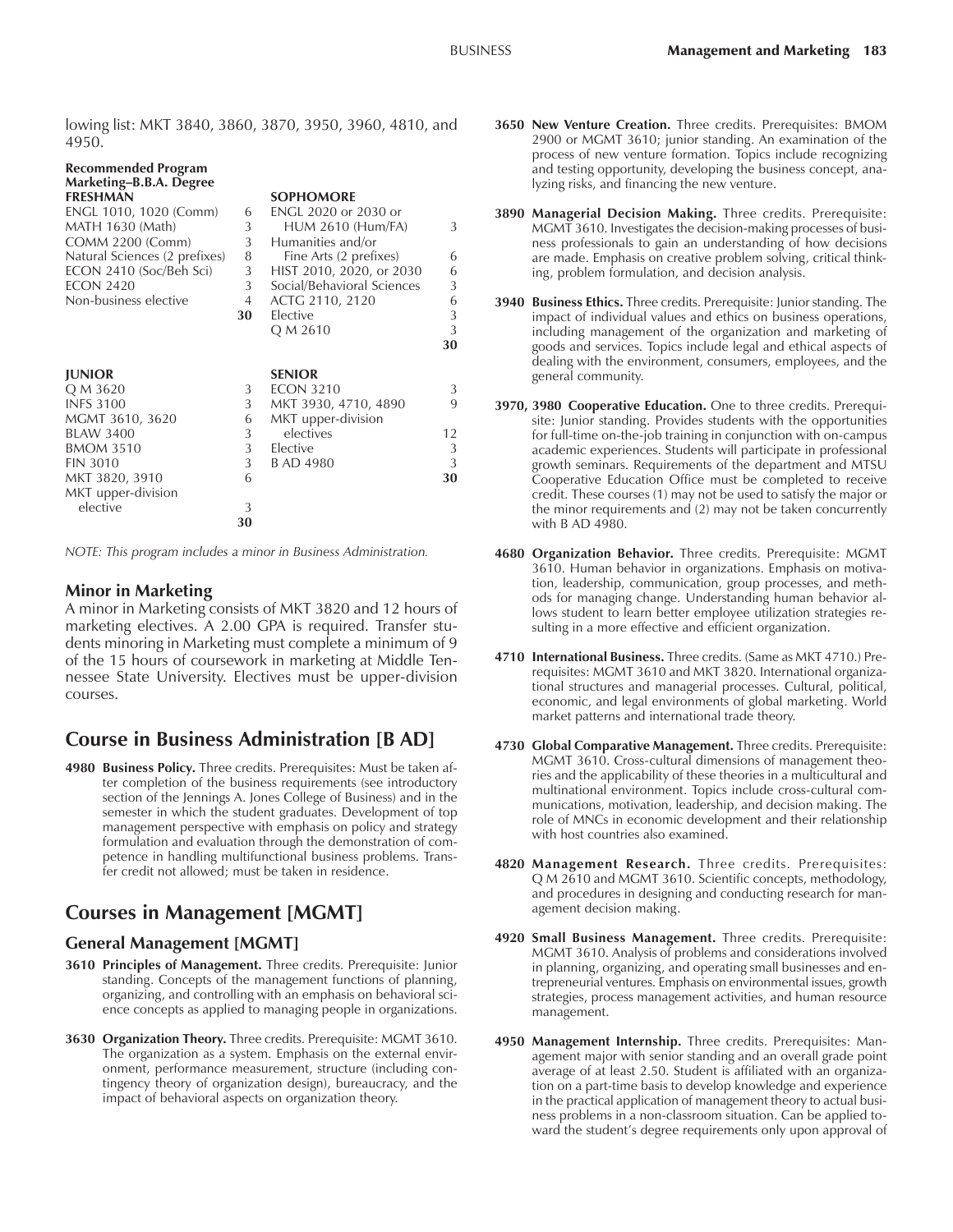lowing list: MKT 3840, 3860, 3870, 3950, 3960, 4810, and 4950.

**Recommended Program**
**Marketing–B.B.A. Degree**

| **FRESHMAN** | | **SOPHOMORE** | |
|---|---|---|---|
| ENGL 1010, 1020 (Comm) | 6 | ENGL 2020 or 2030 or HUM 2610 (Hum/FA) | 3 |
| MATH 1630 (Math) | 3 | Humanities and/or Fine Arts (2 prefixes) | 6 |
| COMM 2200 (Comm) | 3 | HIST 2010, 2020, or 2030 | 6 |
| Natural Sciences (2 prefixes) | 8 | Social/Behavioral Sciences | 3 |
| ECON 2410 (Soc/Beh Sci) | 3 | ACTG 2110, 2120 | 6 |
| ECON 2420 | 3 | Elective | 3 |
| Non-business elective | 4 | Q M 2610 | 3 |
| | **30** | | **30** |

| **JUNIOR** | | **SENIOR** | |
|---|---|---|---|
| Q M 3620 | 3 | ECON 3210 | 3 |
| INFS 3100 | 3 | MKT 3930, 4710, 4890 | 9 |
| MGMT 3610, 3620 | 6 | MKT upper-division electives | 12 |
| BLAW 3400 | 3 | Elective | 3 |
| BMOM 3510 | 3 | B AD 4980 | 3 |
| FIN 3010 | 3 | | **30** |
| MKT 3820, 3910 | 6 | | |
| MKT upper-division elective | 3 | | |
| | **30** | | |

*NOTE: This program includes a minor in Business Administration.*

### Minor in Marketing

A minor in Marketing consists of MKT 3820 and 12 hours of marketing electives. A 2.00 GPA is required. Transfer students minoring in Marketing must complete a minimum of 9 of the 15 hours of coursework in marketing at Middle Tennessee State University. Electives must be upper-division courses.

## Course in Business Administration [B AD]

**4980 Business Policy.** Three credits. Prerequisites: Must be taken after completion of the business requirements (see introductory section of the Jennings A. Jones College of Business) and in the semester in which the student graduates. Development of top management perspective with emphasis on policy and strategy formulation and evaluation through the demonstration of competence in handling multifunctional business problems. Transfer credit not allowed; must be taken in residence.

## Courses in Management [MGMT]

### General Management [MGMT]

**3610 Principles of Management.** Three credits. Prerequisite: Junior standing. Concepts of the management functions of planning, organizing, and controlling with an emphasis on behavioral science concepts as applied to managing people in organizations.

**3630 Organization Theory.** Three credits. Prerequisite: MGMT 3610. The organization as a system. Emphasis on the external environment, performance measurement, structure (including contingency theory of organization design), bureaucracy, and the impact of behavioral aspects on organization theory.

**3650 New Venture Creation.** Three credits. Prerequisites: BMOM 2900 or MGMT 3610; junior standing. An examination of the process of new venture formation. Topics include recognizing and testing opportunity, developing the business concept, analyzing risks, and financing the new venture.

**3890 Managerial Decision Making.** Three credits. Prerequisite: MGMT 3610. Investigates the decision-making processes of business professionals to gain an understanding of how decisions are made. Emphasis on creative problem solving, critical thinking, problem formulation, and decision analysis.

**3940 Business Ethics.** Three credits. Prerequisite: Junior standing. The impact of individual values and ethics on business operations, including management of the organization and marketing of goods and services. Topics include legal and ethical aspects of dealing with the environment, consumers, employees, and the general community.

**3970, 3980 Cooperative Education.** One to three credits. Prerequisite: Junior standing. Provides students with the opportunities for full-time on-the-job training in conjunction with on-campus academic experiences. Students will participate in professional growth seminars. Requirements of the department and MTSU Cooperative Education Office must be completed to receive credit. These courses (1) may not be used to satisfy the major or the minor requirements and (2) may not be taken concurrently with B AD 4980.

**4680 Organization Behavior.** Three credits. Prerequisite: MGMT 3610. Human behavior in organizations. Emphasis on motivation, leadership, communication, group processes, and methods for managing change. Understanding human behavior allows student to learn better employee utilization strategies resulting in a more effective and efficient organization.

**4710 International Business.** Three credits. (Same as MKT 4710.) Prerequisites: MGMT 3610 and MKT 3820. International organizational structures and managerial processes. Cultural, political, economic, and legal environments of global marketing. World market patterns and international trade theory.

**4730 Global Comparative Management.** Three credits. Prerequisite: MGMT 3610. Cross-cultural dimensions of management theories and the applicability of these theories in a multicultural and multinational environment. Topics include cross-cultural communications, motivation, leadership, and decision making. The role of MNCs in economic development and their relationship with host countries also examined.

**4820 Management Research.** Three credits. Prerequisites: Q M 2610 and MGMT 3610. Scientific concepts, methodology, and procedures in designing and conducting research for management decision making.

**4920 Small Business Management.** Three credits. Prerequisite: MGMT 3610. Analysis of problems and considerations involved in planning, organizing, and operating small businesses and entrepreneurial ventures. Emphasis on environmental issues, growth strategies, process management activities, and human resource management.

**4950 Management Internship.** Three credits. Prerequisites: Management major with senior standing and an overall grade point average of at least 2.50. Student is affiliated with an organization on a part-time basis to develop knowledge and experience in the practical application of management theory to actual business problems in a non-classroom situation. Can be applied toward the student's degree requirements only upon approval of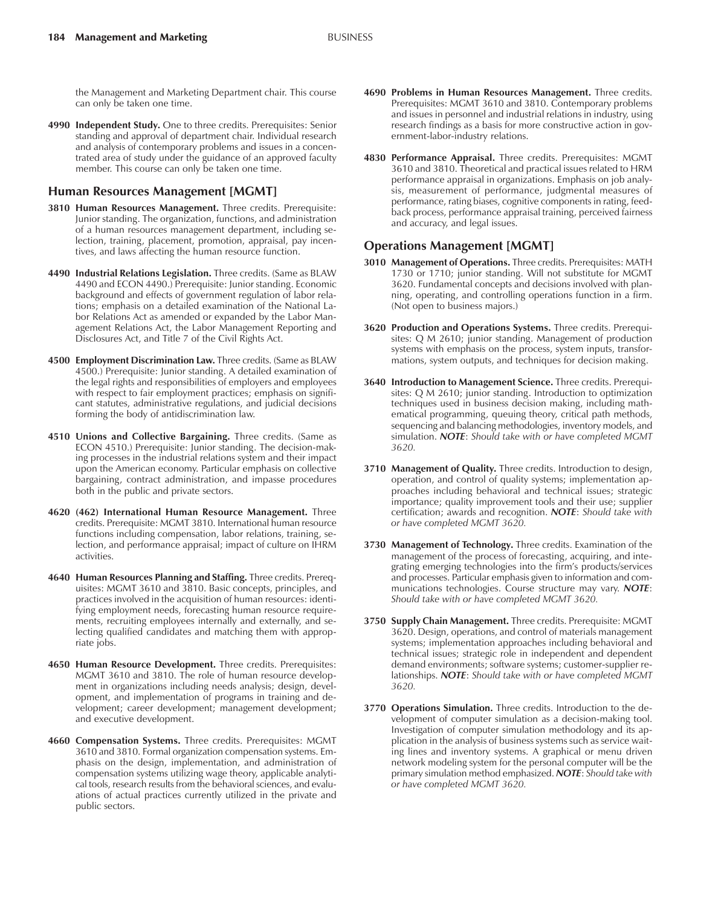the Management and Marketing Department chair. This course can only be taken one time.

**4990 Independent Study.** One to three credits. Prerequisites: Senior standing and approval of department chair. Individual research and analysis of contemporary problems and issues in a concentrated area of study under the guidance of an approved faculty member. This course can only be taken one time.

## Human Resources Management [MGMT]

**3810 Human Resources Management.** Three credits. Prerequisite: Junior standing. The organization, functions, and administration of a human resources management department, including selection, training, placement, promotion, appraisal, pay incentives, and laws affecting the human resource function.

**4490 Industrial Relations Legislation.** Three credits. (Same as BLAW 4490 and ECON 4490.) Prerequisite: Junior standing. Economic background and effects of government regulation of labor relations; emphasis on a detailed examination of the National Labor Relations Act as amended or expanded by the Labor Management Relations Act, the Labor Management Reporting and Disclosures Act, and Title 7 of the Civil Rights Act.

**4500 Employment Discrimination Law.** Three credits. (Same as BLAW 4500.) Prerequisite: Junior standing. A detailed examination of the legal rights and responsibilities of employers and employees with respect to fair employment practices; emphasis on significant statutes, administrative regulations, and judicial decisions forming the body of antidiscrimination law.

**4510 Unions and Collective Bargaining.** Three credits. (Same as ECON 4510.) Prerequisite: Junior standing. The decision-making processes in the industrial relations system and their impact upon the American economy. Particular emphasis on collective bargaining, contract administration, and impasse procedures both in the public and private sectors.

**4620 (462) International Human Resource Management.** Three credits. Prerequisite: MGMT 3810. International human resource functions including compensation, labor relations, training, selection, and performance appraisal; impact of culture on IHRM activities.

**4640 Human Resources Planning and Staffing.** Three credits. Prerequisites: MGMT 3610 and 3810. Basic concepts, principles, and practices involved in the acquisition of human resources: identifying employment needs, forecasting human resource requirements, recruiting employees internally and externally, and selecting qualified candidates and matching them with appropriate jobs.

**4650 Human Resource Development.** Three credits. Prerequisites: MGMT 3610 and 3810. The role of human resource development in organizations including needs analysis; design, development, and implementation of programs in training and development; career development; management development; and executive development.

**4660 Compensation Systems.** Three credits. Prerequisites: MGMT 3610 and 3810. Formal organization compensation systems. Emphasis on the design, implementation, and administration of compensation systems utilizing wage theory, applicable analytical tools, research results from the behavioral sciences, and evaluations of actual practices currently utilized in the private and public sectors.

**4690 Problems in Human Resources Management.** Three credits. Prerequisites: MGMT 3610 and 3810. Contemporary problems and issues in personnel and industrial relations in industry, using research findings as a basis for more constructive action in government-labor-industry relations.

**4830 Performance Appraisal.** Three credits. Prerequisites: MGMT 3610 and 3810. Theoretical and practical issues related to HRM performance appraisal in organizations. Emphasis on job analysis, measurement of performance, judgmental measures of performance, rating biases, cognitive components in rating, feedback process, performance appraisal training, perceived fairness and accuracy, and legal issues.

## Operations Management [MGMT]

**3010 Management of Operations.** Three credits. Prerequisites: MATH 1730 or 1710; junior standing. Will not substitute for MGMT 3620. Fundamental concepts and decisions involved with planning, operating, and controlling operations function in a firm. (Not open to business majors.)

**3620 Production and Operations Systems.** Three credits. Prerequisites: Q M 2610; junior standing. Management of production systems with emphasis on the process, system inputs, transformations, system outputs, and techniques for decision making.

**3640 Introduction to Management Science.** Three credits. Prerequisites: Q M 2610; junior standing. Introduction to optimization techniques used in business decision making, including mathematical programming, queuing theory, critical path methods, sequencing and balancing methodologies, inventory models, and simulation. ***NOTE***: *Should take with or have completed MGMT 3620.*

**3710 Management of Quality.** Three credits. Introduction to design, operation, and control of quality systems; implementation approaches including behavioral and technical issues; strategic importance; quality improvement tools and their use; supplier certification; awards and recognition. ***NOTE***: *Should take with or have completed MGMT 3620.*

**3730 Management of Technology.** Three credits. Examination of the management of the process of forecasting, acquiring, and integrating emerging technologies into the firm's products/services and processes. Particular emphasis given to information and communications technologies. Course structure may vary. ***NOTE***: *Should take with or have completed MGMT 3620.*

**3750 Supply Chain Management.** Three credits. Prerequisite: MGMT 3620. Design, operations, and control of materials management systems; implementation approaches including behavioral and technical issues; strategic role in independent and dependent demand environments; software systems; customer-supplier relationships. ***NOTE***: *Should take with or have completed MGMT 3620.*

**3770 Operations Simulation.** Three credits. Introduction to the development of computer simulation as a decision-making tool. Investigation of computer simulation methodology and its application in the analysis of business systems such as service waiting lines and inventory systems. A graphical or menu driven network modeling system for the personal computer will be the primary simulation method emphasized. ***NOTE***: *Should take with or have completed MGMT 3620.*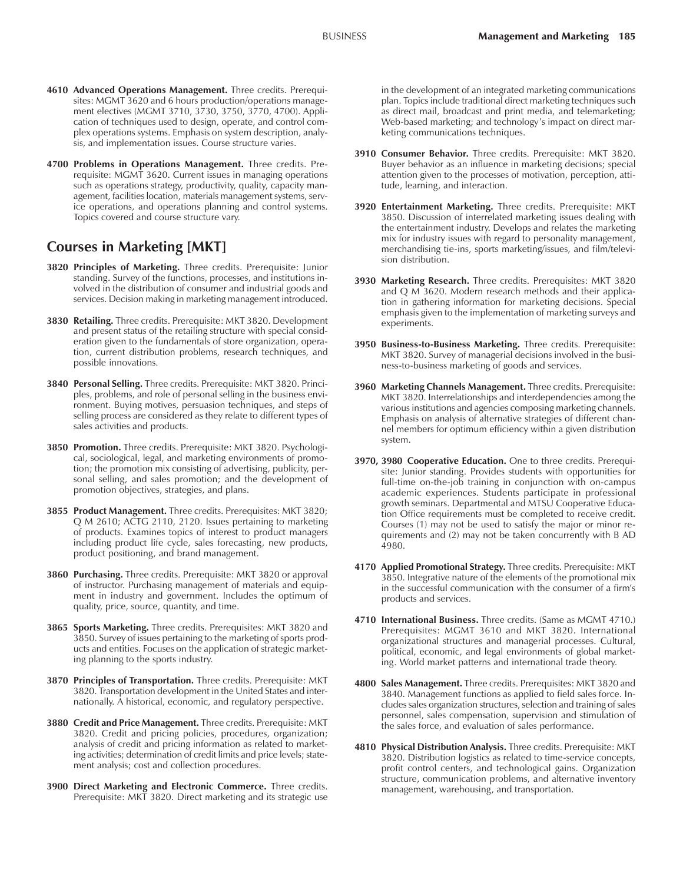**4610 Advanced Operations Management.** Three credits. Prerequisites: MGMT 3620 and 6 hours production/operations management electives (MGMT 3710, 3730, 3750, 3770, 4700). Application of techniques used to design, operate, and control complex operations systems. Emphasis on system description, analysis, and implementation issues. Course structure varies.

**4700 Problems in Operations Management.** Three credits. Prerequisite: MGMT 3620. Current issues in managing operations such as operations strategy, productivity, quality, capacity management, facilities location, materials management systems, service operations, and operations planning and control systems. Topics covered and course structure vary.

## Courses in Marketing [MKT]

**3820 Principles of Marketing.** Three credits. Prerequisite: Junior standing. Survey of the functions, processes, and institutions involved in the distribution of consumer and industrial goods and services. Decision making in marketing management introduced.

**3830 Retailing.** Three credits. Prerequisite: MKT 3820. Development and present status of the retailing structure with special consideration given to the fundamentals of store organization, operation, current distribution problems, research techniques, and possible innovations.

**3840 Personal Selling.** Three credits. Prerequisite: MKT 3820. Principles, problems, and role of personal selling in the business environment. Buying motives, persuasion techniques, and steps of selling process are considered as they relate to different types of sales activities and products.

**3850 Promotion.** Three credits. Prerequisite: MKT 3820. Psychological, sociological, legal, and marketing environments of promotion; the promotion mix consisting of advertising, publicity, personal selling, and sales promotion; and the development of promotion objectives, strategies, and plans.

**3855 Product Management.** Three credits. Prerequisites: MKT 3820; Q M 2610; ACTG 2110, 2120. Issues pertaining to marketing of products. Examines topics of interest to product managers including product life cycle, sales forecasting, new products, product positioning, and brand management.

**3860 Purchasing.** Three credits. Prerequisite: MKT 3820 or approval of instructor. Purchasing management of materials and equipment in industry and government. Includes the optimum of quality, price, source, quantity, and time.

**3865 Sports Marketing.** Three credits. Prerequisites: MKT 3820 and 3850. Survey of issues pertaining to the marketing of sports products and entities. Focuses on the application of strategic marketing planning to the sports industry.

**3870 Principles of Transportation.** Three credits. Prerequisite: MKT 3820. Transportation development in the United States and internationally. A historical, economic, and regulatory perspective.

**3880 Credit and Price Management.** Three credits. Prerequisite: MKT 3820. Credit and pricing policies, procedures, organization; analysis of credit and pricing information as related to marketing activities; determination of credit limits and price levels; statement analysis; cost and collection procedures.

**3900 Direct Marketing and Electronic Commerce.** Three credits. Prerequisite: MKT 3820. Direct marketing and its strategic use in the development of an integrated marketing communications plan. Topics include traditional direct marketing techniques such as direct mail, broadcast and print media, and telemarketing; Web-based marketing; and technology's impact on direct marketing communications techniques.

**3910 Consumer Behavior.** Three credits. Prerequisite: MKT 3820. Buyer behavior as an influence in marketing decisions; special attention given to the processes of motivation, perception, attitude, learning, and interaction.

**3920 Entertainment Marketing.** Three credits. Prerequisite: MKT 3850. Discussion of interrelated marketing issues dealing with the entertainment industry. Develops and relates the marketing mix for industry issues with regard to personality management, merchandising tie-ins, sports marketing/issues, and film/television distribution.

**3930 Marketing Research.** Three credits. Prerequisites: MKT 3820 and Q M 3620. Modern research methods and their application in gathering information for marketing decisions. Special emphasis given to the implementation of marketing surveys and experiments.

**3950 Business-to-Business Marketing.** Three credits. Prerequisite: MKT 3820. Survey of managerial decisions involved in the business-to-business marketing of goods and services.

**3960 Marketing Channels Management.** Three credits. Prerequisite: MKT 3820. Interrelationships and interdependencies among the various institutions and agencies composing marketing channels. Emphasis on analysis of alternative strategies of different channel members for optimum efficiency within a given distribution system.

**3970, 3980 Cooperative Education.** One to three credits. Prerequisite: Junior standing. Provides students with opportunities for full-time on-the-job training in conjunction with on-campus academic experiences. Students participate in professional growth seminars. Departmental and MTSU Cooperative Education Office requirements must be completed to receive credit. Courses (1) may not be used to satisfy the major or minor requirements and (2) may not be taken concurrently with B AD 4980.

**4170 Applied Promotional Strategy.** Three credits. Prerequisite: MKT 3850. Integrative nature of the elements of the promotional mix in the successful communication with the consumer of a firm's products and services.

**4710 International Business.** Three credits. (Same as MGMT 4710.) Prerequisites: MGMT 3610 and MKT 3820. International organizational structures and managerial processes. Cultural, political, economic, and legal environments of global marketing. World market patterns and international trade theory.

**4800 Sales Management.** Three credits. Prerequisites: MKT 3820 and 3840. Management functions as applied to field sales force. Includes sales organization structures, selection and training of sales personnel, sales compensation, supervision and stimulation of the sales force, and evaluation of sales performance.

**4810 Physical Distribution Analysis.** Three credits. Prerequisite: MKT 3820. Distribution logistics as related to time-service concepts, profit control centers, and technological gains. Organization structure, communication problems, and alternative inventory management, warehousing, and transportation.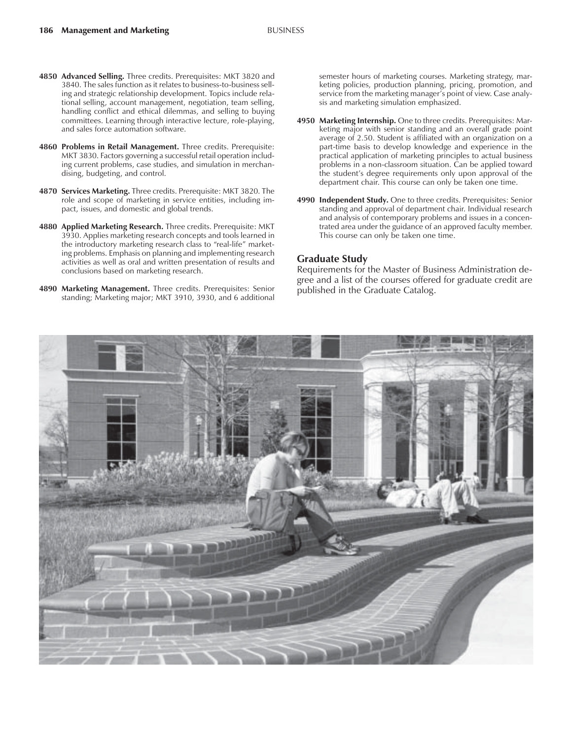**4850 Advanced Selling.** Three credits. Prerequisites: MKT 3820 and 3840. The sales function as it relates to business-to-business selling and strategic relationship development. Topics include relational selling, account management, negotiation, team selling, handling conflict and ethical dilemmas, and selling to buying committees. Learning through interactive lecture, role-playing, and sales force automation software.

**4860 Problems in Retail Management.** Three credits. Prerequisite: MKT 3830. Factors governing a successful retail operation including current problems, case studies, and simulation in merchandising, budgeting, and control.

**4870 Services Marketing.** Three credits. Prerequisite: MKT 3820. The role and scope of marketing in service entities, including impact, issues, and domestic and global trends.

**4880 Applied Marketing Research.** Three credits. Prerequisite: MKT 3930. Applies marketing research concepts and tools learned in the introductory marketing research class to "real-life" marketing problems. Emphasis on planning and implementing research activities as well as oral and written presentation of results and conclusions based on marketing research.

**4890 Marketing Management.** Three credits. Prerequisites: Senior standing; Marketing major; MKT 3910, 3930, and 6 additional semester hours of marketing courses. Marketing strategy, marketing policies, production planning, pricing, promotion, and service from the marketing manager's point of view. Case analysis and marketing simulation emphasized.

**4950 Marketing Internship.** One to three credits. Prerequisites: Marketing major with senior standing and an overall grade point average of 2.50. Student is affiliated with an organization on a part-time basis to develop knowledge and experience in the practical application of marketing principles to actual business problems in a non-classroom situation. Can be applied toward the student's degree requirements only upon approval of the department chair. This course can only be taken one time.

**4990 Independent Study.** One to three credits. Prerequisites: Senior standing and approval of department chair. Individual research and analysis of contemporary problems and issues in a concentrated area under the guidance of an approved faculty member. This course can only be taken one time.

## Graduate Study

Requirements for the Master of Business Administration degree and a list of the courses offered for graduate credit are published in the Graduate Catalog.